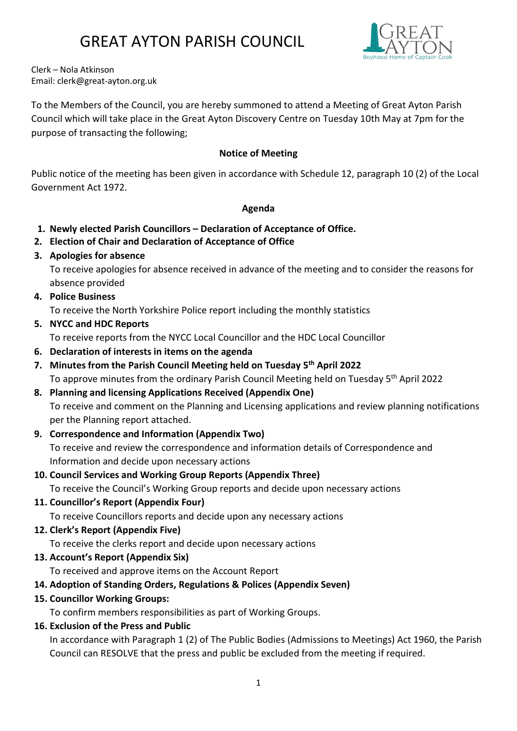# GREAT AYTON PARISH COUNCIL

Clerk – Nola Atkinson
Email: clerk@great-ayton.org.uk

To the Members of the Council, you are hereby summoned to attend a Meeting of Great Ayton Parish Council which will take place in the Great Ayton Discovery Centre on Tuesday 10th May at 7pm for the purpose of transacting the following;

**Notice of Meeting**

Public notice of the meeting has been given in accordance with Schedule 12, paragraph 10 (2) of the Local Government Act 1972.

**Agenda**

1. **Newly elected Parish Councillors – Declaration of Acceptance of Office.**
2. **Election of Chair and Declaration of Acceptance of Office**
3. **Apologies for absence**
   To receive apologies for absence received in advance of the meeting and to consider the reasons for absence provided
4. **Police Business**
   To receive the North Yorkshire Police report including the monthly statistics
5. **NYCC and HDC Reports**
   To receive reports from the NYCC Local Councillor and the HDC Local Councillor
6. **Declaration of interests in items on the agenda**
7. **Minutes from the Parish Council Meeting held on Tuesday 5th April 2022**
   To approve minutes from the ordinary Parish Council Meeting held on Tuesday 5th April 2022
8. **Planning and licensing Applications Received (Appendix One)**
   To receive and comment on the Planning and Licensing applications and review planning notifications per the Planning report attached.
9. **Correspondence and Information (Appendix Two)**
   To receive and review the correspondence and information details of Correspondence and Information and decide upon necessary actions
10. **Council Services and Working Group Reports (Appendix Three)**
    To receive the Council's Working Group reports and decide upon necessary actions
11. **Councillor's Report (Appendix Four)**
    To receive Councillors reports and decide upon any necessary actions
12. **Clerk's Report (Appendix Five)**
    To receive the clerks report and decide upon necessary actions
13. **Account's Report (Appendix Six)**
    To received and approve items on the Account Report
14. **Adoption of Standing Orders, Regulations & Polices (Appendix Seven)**
15. **Councillor Working Groups:**
    To confirm members responsibilities as part of Working Groups.
16. **Exclusion of the Press and Public**
    In accordance with Paragraph 1 (2) of The Public Bodies (Admissions to Meetings) Act 1960, the Parish Council can RESOLVE that the press and public be excluded from the meeting if required.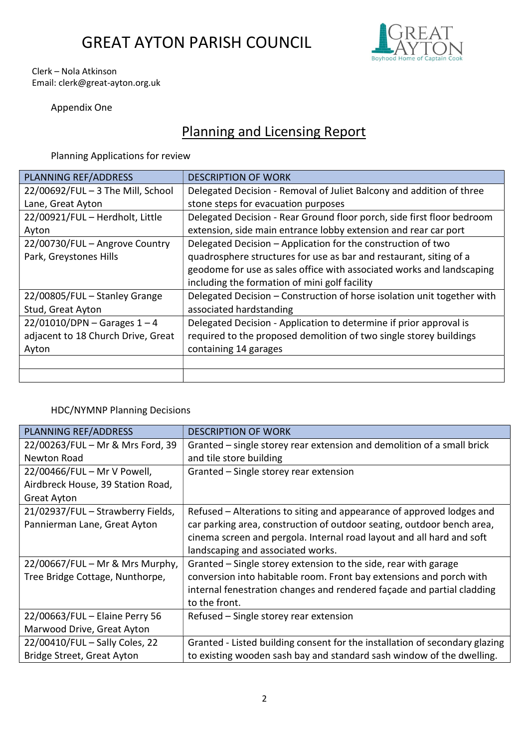# GREAT AYTON PARISH COUNCIL

Clerk – Nola Atkinson
Email: clerk@great-ayton.org.uk

Appendix One

## Planning and Licensing Report

Planning Applications for review

| PLANNING REF/ADDRESS | DESCRIPTION OF WORK |
|---|---|
| 22/00692/FUL – 3 The Mill, School Lane, Great Ayton | Delegated Decision - Removal of Juliet Balcony and addition of three stone steps for evacuation purposes |
| 22/00921/FUL – Herdholt, Little Ayton | Delegated Decision - Rear Ground floor porch, side first floor bedroom extension, side main entrance lobby extension and rear car port |
| 22/00730/FUL – Angrove Country Park, Greystones Hills | Delegated Decision – Application for the construction of two quadrosphere structures for use as bar and restaurant, siting of a geodome for use as sales office with associated works and landscaping including the formation of mini golf facility |
| 22/00805/FUL – Stanley Grange Stud, Great Ayton | Delegated Decision – Construction of horse isolation unit together with associated hardstanding |
| 22/01010/DPN – Garages 1 – 4 adjacent to 18 Church Drive, Great Ayton | Delegated Decision - Application to determine if prior approval is required to the proposed demolition of two single storey buildings containing 14 garages |
| | |
| | |

HDC/NYMNP Planning Decisions

| PLANNING REF/ADDRESS | DESCRIPTION OF WORK |
|---|---|
| 22/00263/FUL – Mr & Mrs Ford, 39 Newton Road | Granted – single storey rear extension and demolition of a small brick and tile store building |
| 22/00466/FUL – Mr V Powell, Airdbreck House, 39 Station Road, Great Ayton | Granted – Single storey rear extension |
| 21/02937/FUL – Strawberry Fields, Pannierman Lane, Great Ayton | Refused – Alterations to siting and appearance of approved lodges and car parking area, construction of outdoor seating, outdoor bench area, cinema screen and pergola. Internal road layout and all hard and soft landscaping and associated works. |
| 22/00667/FUL – Mr & Mrs Murphy, Tree Bridge Cottage, Nunthorpe, | Granted – Single storey extension to the side, rear with garage conversion into habitable room. Front bay extensions and porch with internal fenestration changes and rendered façade and partial cladding to the front. |
| 22/00663/FUL – Elaine Perry 56 Marwood Drive, Great Ayton | Refused – Single storey rear extension |
| 22/00410/FUL – Sally Coles, 22 Bridge Street, Great Ayton | Granted - Listed building consent for the installation of secondary glazing to existing wooden sash bay and standard sash window of the dwelling. |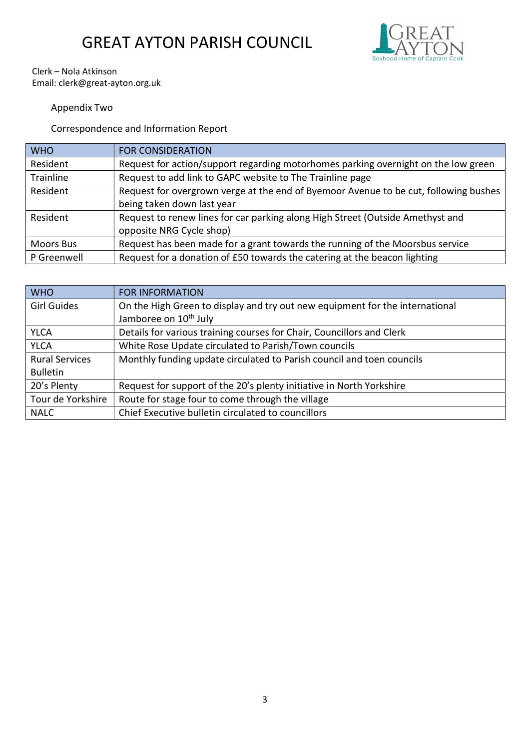# GREAT AYTON PARISH COUNCIL

Clerk – Nola Atkinson
Email: clerk@great-ayton.org.uk

Appendix Two

Correspondence and Information Report

| WHO | FOR CONSIDERATION |
|---|---|
| Resident | Request for action/support regarding motorhomes parking overnight on the low green |
| Trainline | Request to add link to GAPC website to The Trainline page |
| Resident | Request for overgrown verge at the end of Byemoor Avenue to be cut, following bushes being taken down last year |
| Resident | Request to renew lines for car parking along High Street (Outside Amethyst and opposite NRG Cycle shop) |
| Moors Bus | Request has been made for a grant towards the running of the Moorsbus service |
| P Greenwell | Request for a donation of £50 towards the catering at the beacon lighting |

| WHO | FOR INFORMATION |
|---|---|
| Girl Guides | On the High Green to display and try out new equipment for the international Jamboree on 10th July |
| YLCA | Details for various training courses for Chair, Councillors and Clerk |
| YLCA | White Rose Update circulated to Parish/Town councils |
| Rural Services Bulletin | Monthly funding update circulated to Parish council and toen councils |
| 20's Plenty | Request for support of the 20's plenty initiative in North Yorkshire |
| Tour de Yorkshire | Route for stage four to come through the village |
| NALC | Chief Executive bulletin circulated to councillors |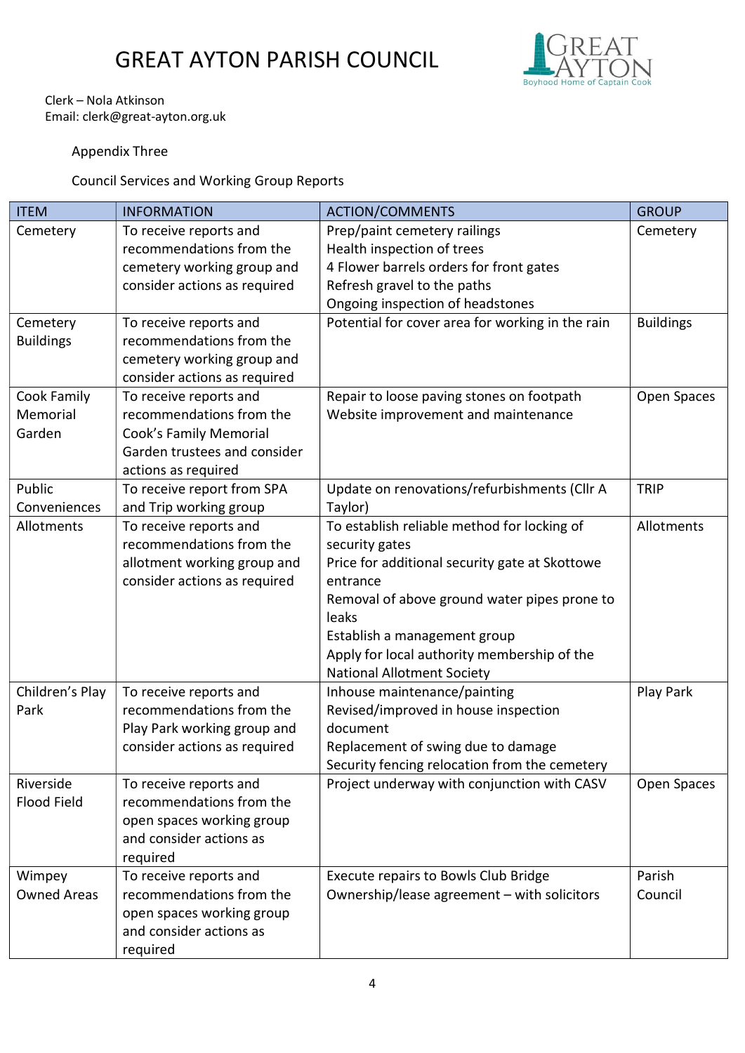# GREAT AYTON PARISH COUNCIL

Clerk – Nola Atkinson
Email: clerk@great-ayton.org.uk

Appendix Three

Council Services and Working Group Reports

| ITEM | INFORMATION | ACTION/COMMENTS | GROUP |
|---|---|---|---|
| Cemetery | To receive reports and recommendations from the cemetery working group and consider actions as required | Prep/paint cemetery railings<br>Health inspection of trees<br>4 Flower barrels orders for front gates<br>Refresh gravel to the paths<br>Ongoing inspection of headstones | Cemetery |
| Cemetery Buildings | To receive reports and recommendations from the cemetery working group and consider actions as required | Potential for cover area for working in the rain | Buildings |
| Cook Family Memorial Garden | To receive reports and recommendations from the Cook's Family Memorial Garden trustees and consider actions as required | Repair to loose paving stones on footpath<br>Website improvement and maintenance | Open Spaces |
| Public Conveniences | To receive report from SPA and Trip working group | Update on renovations/refurbishments (Cllr A Taylor) | TRIP |
| Allotments | To receive reports and recommendations from the allotment working group and consider actions as required | To establish reliable method for locking of security gates<br>Price for additional security gate at Skottowe entrance<br>Removal of above ground water pipes prone to leaks<br>Establish a management group<br>Apply for local authority membership of the National Allotment Society | Allotments |
| Children's Play Park | To receive reports and recommendations from the Play Park working group and consider actions as required | Inhouse maintenance/painting<br>Revised/improved in house inspection document<br>Replacement of swing due to damage<br>Security fencing relocation from the cemetery | Play Park |
| Riverside Flood Field | To receive reports and recommendations from the open spaces working group and consider actions as required | Project underway with conjunction with CASV | Open Spaces |
| Wimpey Owned Areas | To receive reports and recommendations from the open spaces working group and consider actions as required | Execute repairs to Bowls Club Bridge<br>Ownership/lease agreement – with solicitors | Parish Council |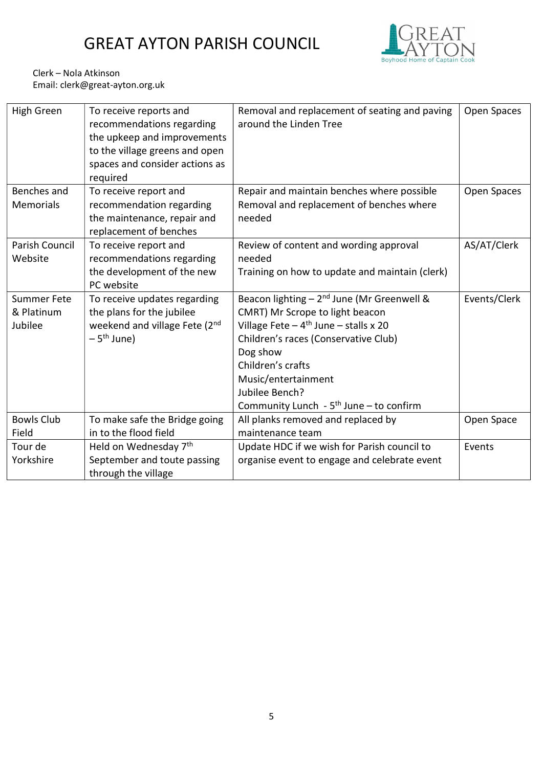# GREAT AYTON PARISH COUNCIL

Clerk – Nola Atkinson
Email: clerk@great-ayton.org.uk

| | | | |
|---|---|---|---|
| High Green | To receive reports and recommendations regarding the upkeep and improvements to the village greens and open spaces and consider actions as required | Removal and replacement of seating and paving around the Linden Tree | Open Spaces |
| Benches and Memorials | To receive report and recommendation regarding the maintenance, repair and replacement of benches | Repair and maintain benches where possible<br>Removal and replacement of benches where needed | Open Spaces |
| Parish Council Website | To receive report and recommendations regarding the development of the new PC website | Review of content and wording approval needed<br>Training on how to update and maintain (clerk) | AS/AT/Clerk |
| Summer Fete & Platinum Jubilee | To receive updates regarding the plans for the jubilee weekend and village Fete (2nd – 5th June) | Beacon lighting – 2nd June (Mr Greenwell & CMRT) Mr Scrope to light beacon<br>Village Fete – 4th June – stalls x 20<br>Children's races (Conservative Club)<br>Dog show<br>Children's crafts<br>Music/entertainment<br>Jubilee Bench?<br>Community Lunch - 5th June – to confirm | Events/Clerk |
| Bowls Club Field | To make safe the Bridge going in to the flood field | All planks removed and replaced by maintenance team | Open Space |
| Tour de Yorkshire | Held on Wednesday 7th September and toute passing through the village | Update HDC if we wish for Parish council to organise event to engage and celebrate event | Events |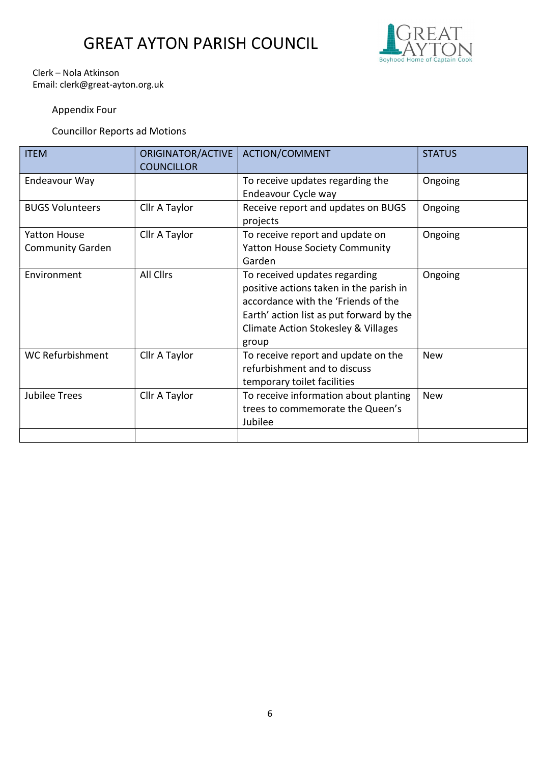# GREAT AYTON PARISH COUNCIL

Clerk – Nola Atkinson
Email: clerk@great-ayton.org.uk

Appendix Four

Councillor Reports ad Motions

| ITEM | ORIGINATOR/ACTIVE COUNCILLOR | ACTION/COMMENT | STATUS |
|---|---|---|---|
| Endeavour Way | | To receive updates regarding the Endeavour Cycle way | Ongoing |
| BUGS Volunteers | Cllr A Taylor | Receive report and updates on BUGS projects | Ongoing |
| Yatton House Community Garden | Cllr A Taylor | To receive report and update on Yatton House Society Community Garden | Ongoing |
| Environment | All Cllrs | To received updates regarding positive actions taken in the parish in accordance with the 'Friends of the Earth' action list as put forward by the Climate Action Stokesley & Villages group | Ongoing |
| WC Refurbishment | Cllr A Taylor | To receive report and update on the refurbishment and to discuss temporary toilet facilities | New |
| Jubilee Trees | Cllr A Taylor | To receive information about planting trees to commemorate the Queen's Jubilee | New |
| | | | |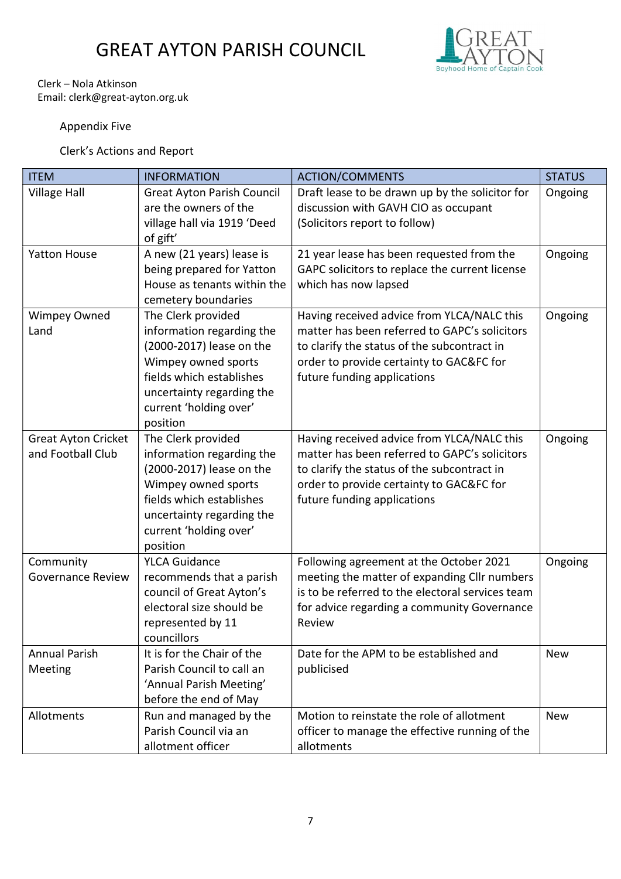# GREAT AYTON PARISH COUNCIL

Clerk – Nola Atkinson
Email: clerk@great-ayton.org.uk

Appendix Five

Clerk's Actions and Report

| ITEM | INFORMATION | ACTION/COMMENTS | STATUS |
|---|---|---|---|
| Village Hall | Great Ayton Parish Council are the owners of the village hall via 1919 'Deed of gift' | Draft lease to be drawn up by the solicitor for discussion with GAVH CIO as occupant (Solicitors report to follow) | Ongoing |
| Yatton House | A new (21 years) lease is being prepared for Yatton House as tenants within the cemetery boundaries | 21 year lease has been requested from the GAPC solicitors to replace the current license which has now lapsed | Ongoing |
| Wimpey Owned Land | The Clerk provided information regarding the (2000-2017) lease on the Wimpey owned sports fields which establishes uncertainty regarding the current 'holding over' position | Having received advice from YLCA/NALC this matter has been referred to GAPC's solicitors to clarify the status of the subcontract in order to provide certainty to GAC&FC for future funding applications | Ongoing |
| Great Ayton Cricket and Football Club | The Clerk provided information regarding the (2000-2017) lease on the Wimpey owned sports fields which establishes uncertainty regarding the current 'holding over' position | Having received advice from YLCA/NALC this matter has been referred to GAPC's solicitors to clarify the status of the subcontract in order to provide certainty to GAC&FC for future funding applications | Ongoing |
| Community Governance Review | YLCA Guidance recommends that a parish council of Great Ayton's electoral size should be represented by 11 councillors | Following agreement at the October 2021 meeting the matter of expanding Cllr numbers is to be referred to the electoral services team for advice regarding a community Governance Review | Ongoing |
| Annual Parish Meeting | It is for the Chair of the Parish Council to call an 'Annual Parish Meeting' before the end of May | Date for the APM to be established and publicised | New |
| Allotments | Run and managed by the Parish Council via an allotment officer | Motion to reinstate the role of allotment officer to manage the effective running of the allotments | New |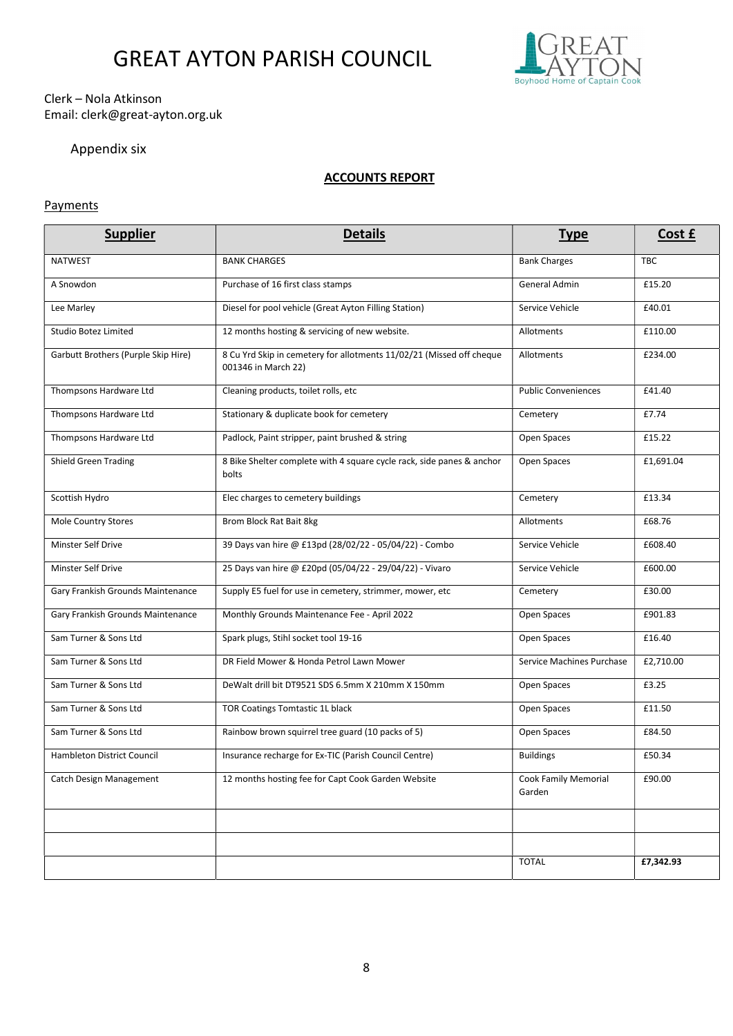# GREAT AYTON PARISH COUNCIL

Clerk – Nola Atkinson
Email: clerk@great-ayton.org.uk

Appendix six

## ACCOUNTS REPORT

Payments

| Supplier | Details | Type | Cost £ |
|---|---|---|---|
| NATWEST | BANK CHARGES | Bank Charges | TBC |
| A Snowdon | Purchase of 16 first class stamps | General Admin | £15.20 |
| Lee Marley | Diesel for pool vehicle (Great Ayton Filling Station) | Service Vehicle | £40.01 |
| Studio Botez Limited | 12 months hosting & servicing of new website. | Allotments | £110.00 |
| Garbutt Brothers (Purple Skip Hire) | 8 Cu Yrd Skip in cemetery for allotments 11/02/21 (Missed off cheque 001346 in March 22) | Allotments | £234.00 |
| Thompsons Hardware Ltd | Cleaning products, toilet rolls, etc | Public Conveniences | £41.40 |
| Thompsons Hardware Ltd | Stationary & duplicate book for cemetery | Cemetery | £7.74 |
| Thompsons Hardware Ltd | Padlock, Paint stripper, paint brushed & string | Open Spaces | £15.22 |
| Shield Green Trading | 8 Bike Shelter complete with 4 square cycle rack, side panes & anchor bolts | Open Spaces | £1,691.04 |
| Scottish Hydro | Elec charges to cemetery buildings | Cemetery | £13.34 |
| Mole Country Stores | Brom Block Rat Bait 8kg | Allotments | £68.76 |
| Minster Self Drive | 39 Days van hire @ £13pd (28/02/22 - 05/04/22) - Combo | Service Vehicle | £608.40 |
| Minster Self Drive | 25 Days van hire @ £20pd (05/04/22 - 29/04/22) - Vivaro | Service Vehicle | £600.00 |
| Gary Frankish Grounds Maintenance | Supply E5 fuel for use in cemetery, strimmer, mower, etc | Cemetery | £30.00 |
| Gary Frankish Grounds Maintenance | Monthly Grounds Maintenance Fee - April 2022 | Open Spaces | £901.83 |
| Sam Turner & Sons Ltd | Spark plugs, Stihl socket tool 19-16 | Open Spaces | £16.40 |
| Sam Turner & Sons Ltd | DR Field Mower & Honda Petrol Lawn Mower | Service Machines Purchase | £2,710.00 |
| Sam Turner & Sons Ltd | DeWalt drill bit DT9521 SDS 6.5mm X 210mm X 150mm | Open Spaces | £3.25 |
| Sam Turner & Sons Ltd | TOR Coatings Tomtastic 1L black | Open Spaces | £11.50 |
| Sam Turner & Sons Ltd | Rainbow brown squirrel tree guard (10 packs of 5) | Open Spaces | £84.50 |
| Hambleton District Council | Insurance recharge for Ex-TIC (Parish Council Centre) | Buildings | £50.34 |
| Catch Design Management | 12 months hosting fee for Capt Cook Garden Website | Cook Family Memorial Garden | £90.00 |
| | | | |
| | | | |
| | | TOTAL | **£7,342.93** |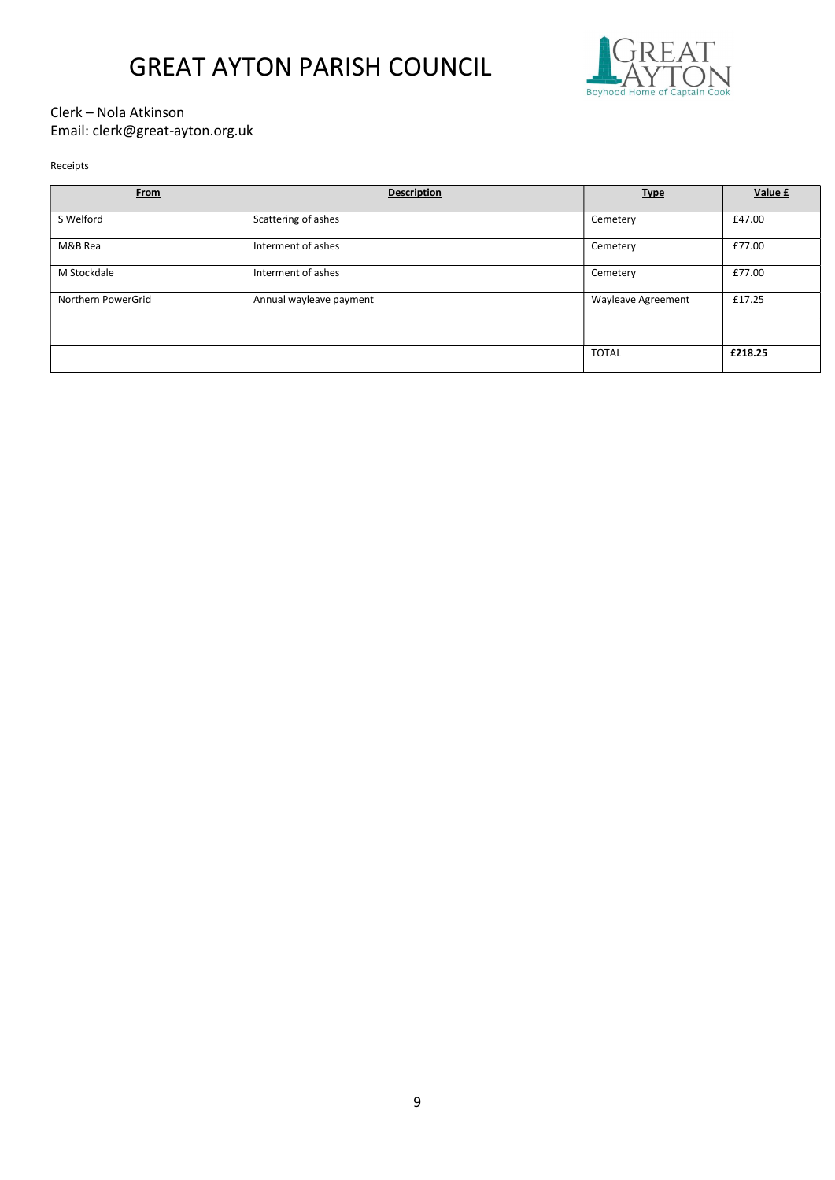# GREAT AYTON PARISH COUNCIL

Clerk – Nola Atkinson
Email: clerk@great-ayton.org.uk

Receipts

| From | Description | Type | Value £ |
|---|---|---|---|
| S Welford | Scattering of ashes | Cemetery | £47.00 |
| M&B Rea | Interment of ashes | Cemetery | £77.00 |
| M Stockdale | Interment of ashes | Cemetery | £77.00 |
| Northern PowerGrid | Annual wayleave payment | Wayleave Agreement | £17.25 |
| | | | |
| | | TOTAL | **£218.25** |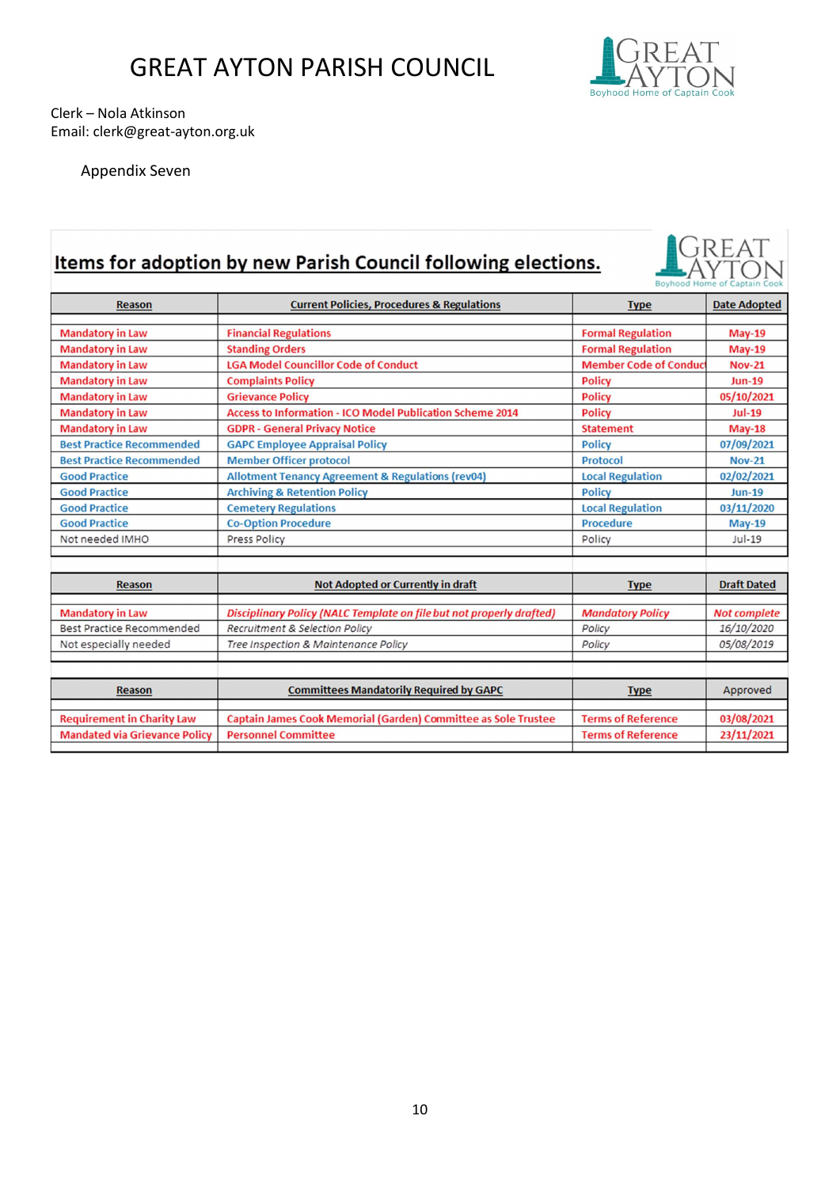# GREAT AYTON PARISH COUNCIL

Clerk – Nola Atkinson
Email: clerk@great-ayton.org.uk

Appendix Seven

## Items for adoption by new Parish Council following elections.

| Reason | Current Policies, Procedures & Regulations | Type | Date Adopted |
|---|---|---|---|
| Mandatory in Law | Financial Regulations | Formal Regulation | May-19 |
| Mandatory in Law | Standing Orders | Formal Regulation | May-19 |
| Mandatory in Law | LGA Model Councillor Code of Conduct | Member Code of Conduct | Nov-21 |
| Mandatory in Law | Complaints Policy | Policy | Jun-19 |
| Mandatory in Law | Grievance Policy | Policy | 05/10/2021 |
| Mandatory in Law | Access to Information - ICO Model Publication Scheme 2014 | Policy | Jul-19 |
| Mandatory in Law | GDPR - General Privacy Notice | Statement | May-18 |
| Best Practice Recommended | GAPC Employee Appraisal Policy | Policy | 07/09/2021 |
| Best Practice Recommended | Member Officer protocol | Protocol | Nov-21 |
| Good Practice | Allotment Tenancy Agreement & Regulations (rev04) | Local Regulation | 02/02/2021 |
| Good Practice | Archiving & Retention Policy | Policy | Jun-19 |
| Good Practice | Cemetery Regulations | Local Regulation | 03/11/2020 |
| Good Practice | Co-Option Procedure | Procedure | May-19 |
| Not needed IMHO | Press Policy | Policy | Jul-19 |

| Reason | Not Adopted or Currently in draft | Type | Draft Dated |
|---|---|---|---|
| Mandatory in Law | *Disciplinary Policy (NALC Template on file but not properly drafted)* | *Mandatory Policy* | *Not complete* |
| Best Practice Recommended | *Recruitment & Selection Policy* | *Policy* | *16/10/2020* |
| Not especially needed | *Tree Inspection & Maintenance Policy* | *Policy* | *05/08/2019* |

| Reason | Committees Mandatorily Required by GAPC | Type | Approved |
|---|---|---|---|
| Requirement in Charity Law | Captain James Cook Memorial (Garden) Committee as Sole Trustee | Terms of Reference | 03/08/2021 |
| Mandated via Grievance Policy | Personnel Committee | Terms of Reference | 23/11/2021 |